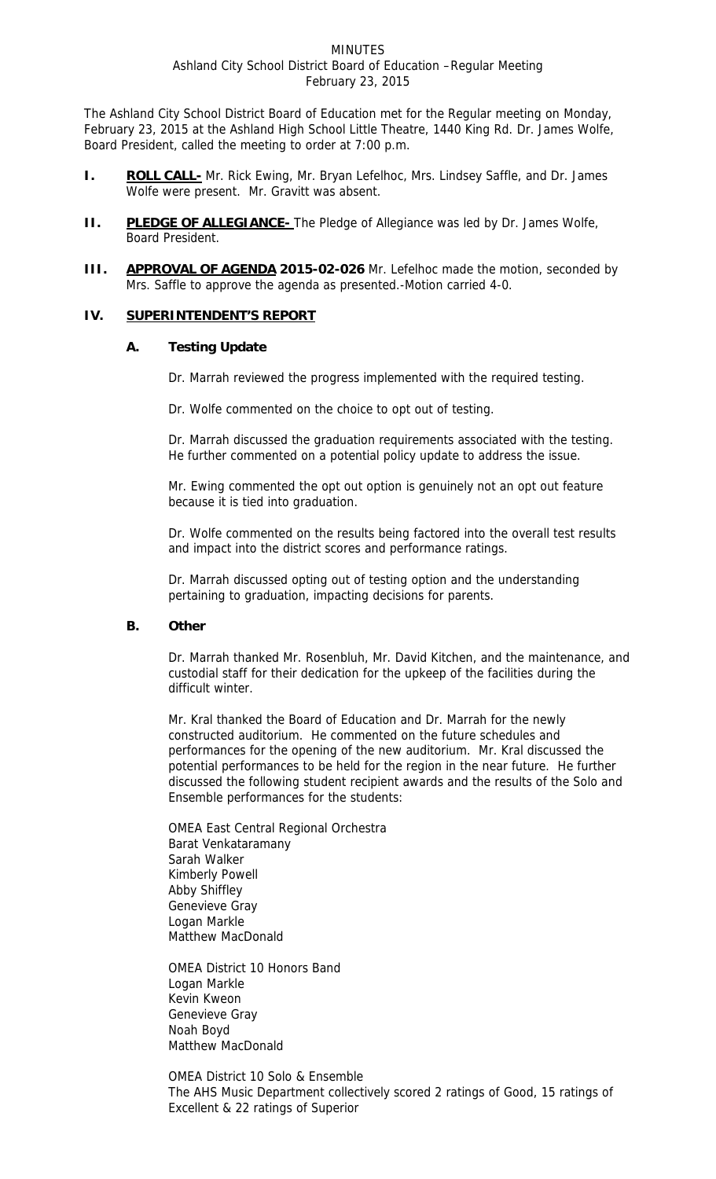MINUTES
Ashland City School District Board of Education –Regular Meeting
February 23, 2015

The Ashland City School District Board of Education met for the Regular meeting on Monday, February 23, 2015 at the Ashland High School Little Theatre, 1440 King Rd. Dr. James Wolfe, Board President, called the meeting to order at 7:00 p.m.

**I. ROLL CALL-** Mr. Rick Ewing, Mr. Bryan Lefelhoc, Mrs. Lindsey Saffle, and Dr. James Wolfe were present. Mr. Gravitt was absent.

**II. PLEDGE OF ALLEGIANCE-** The Pledge of Allegiance was led by Dr. James Wolfe, Board President.

**III. APPROVAL OF AGENDA 2015-02-026** Mr. Lefelhoc made the motion, seconded by Mrs. Saffle to approve the agenda as presented.-Motion carried 4-0.

**IV. SUPERINTENDENT'S REPORT**

**A. Testing Update**

Dr. Marrah reviewed the progress implemented with the required testing.

Dr. Wolfe commented on the choice to opt out of testing.

Dr. Marrah discussed the graduation requirements associated with the testing. He further commented on a potential policy update to address the issue.

Mr. Ewing commented the opt out option is genuinely not an opt out feature because it is tied into graduation.

Dr. Wolfe commented on the results being factored into the overall test results and impact into the district scores and performance ratings.

Dr. Marrah discussed opting out of testing option and the understanding pertaining to graduation, impacting decisions for parents.

**B. Other**

Dr. Marrah thanked Mr. Rosenbluh, Mr. David Kitchen, and the maintenance, and custodial staff for their dedication for the upkeep of the facilities during the difficult winter.

Mr. Kral thanked the Board of Education and Dr. Marrah for the newly constructed auditorium. He commented on the future schedules and performances for the opening of the new auditorium. Mr. Kral discussed the potential performances to be held for the region in the near future. He further discussed the following student recipient awards and the results of the Solo and Ensemble performances for the students:

OMEA East Central Regional Orchestra
Barat Venkataramany
Sarah Walker
Kimberly Powell
Abby Shiffley
Genevieve Gray
Logan Markle
Matthew MacDonald

OMEA District 10 Honors Band
Logan Markle
Kevin Kweon
Genevieve Gray
Noah Boyd
Matthew MacDonald

OMEA District 10 Solo & Ensemble
The AHS Music Department collectively scored 2 ratings of Good, 15 ratings of Excellent & 22 ratings of Superior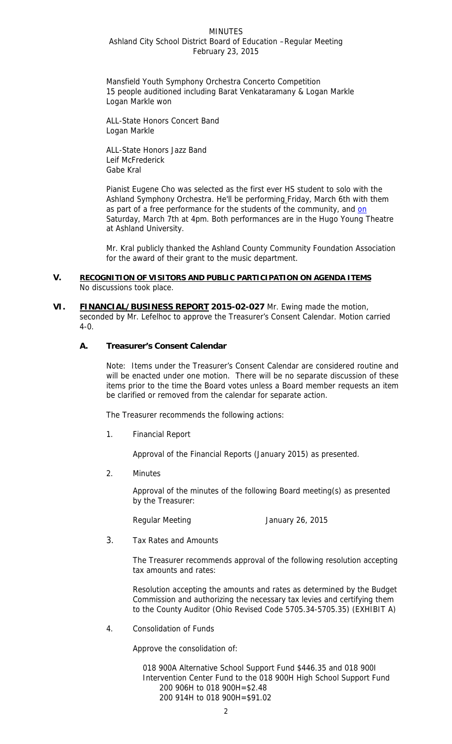Mansfield Youth Symphony Orchestra Concerto Competition
15 people auditioned including Barat Venkataramany & Logan Markle
Logan Markle won

ALL-State Honors Concert Band
Logan Markle

ALL-State Honors Jazz Band
Leif McFrederick
Gabe Kral

Pianist Eugene Cho was selected as the first ever HS student to solo with the Ashland Symphony Orchestra. He'll be performing Friday, March 6th with them as part of a free performance for the students of the community, and on Saturday, March 7th at 4pm. Both performances are in the Hugo Young Theatre at Ashland University.

Mr. Kral publicly thanked the Ashland County Community Foundation Association for the award of their grant to the music department.

## V. RECOGNITION OF VISITORS AND PUBLIC PARTICIPATION ON AGENDA ITEMS

No discussions took place.

## VI. FINANCIAL/BUSINESS REPORT 2015-02-027

Mr. Ewing made the motion, seconded by Mr. Lefelhoc to approve the Treasurer's Consent Calendar. Motion carried 4-0.

### A. Treasurer's Consent Calendar

Note: Items under the Treasurer's Consent Calendar are considered routine and will be enacted under one motion. There will be no separate discussion of these items prior to the time the Board votes unless a Board member requests an item be clarified or removed from the calendar for separate action.

The Treasurer recommends the following actions:

1. Financial Report

   Approval of the Financial Reports (January 2015) as presented.

2. Minutes

   Approval of the minutes of the following Board meeting(s) as presented by the Treasurer:

   Regular Meeting January 26, 2015

3. Tax Rates and Amounts

   The Treasurer recommends approval of the following resolution accepting tax amounts and rates:

   Resolution accepting the amounts and rates as determined by the Budget Commission and authorizing the necessary tax levies and certifying them to the County Auditor (Ohio Revised Code 5705.34-5705.35) (EXHIBIT A)

4. Consolidation of Funds

   Approve the consolidation of:

   018 900A Alternative School Support Fund $446.35 and 018 900I Intervention Center Fund to the 018 900H High School Support Fund
   200 906H to 018 900H=$2.48
   200 914H to 018 900H=$91.02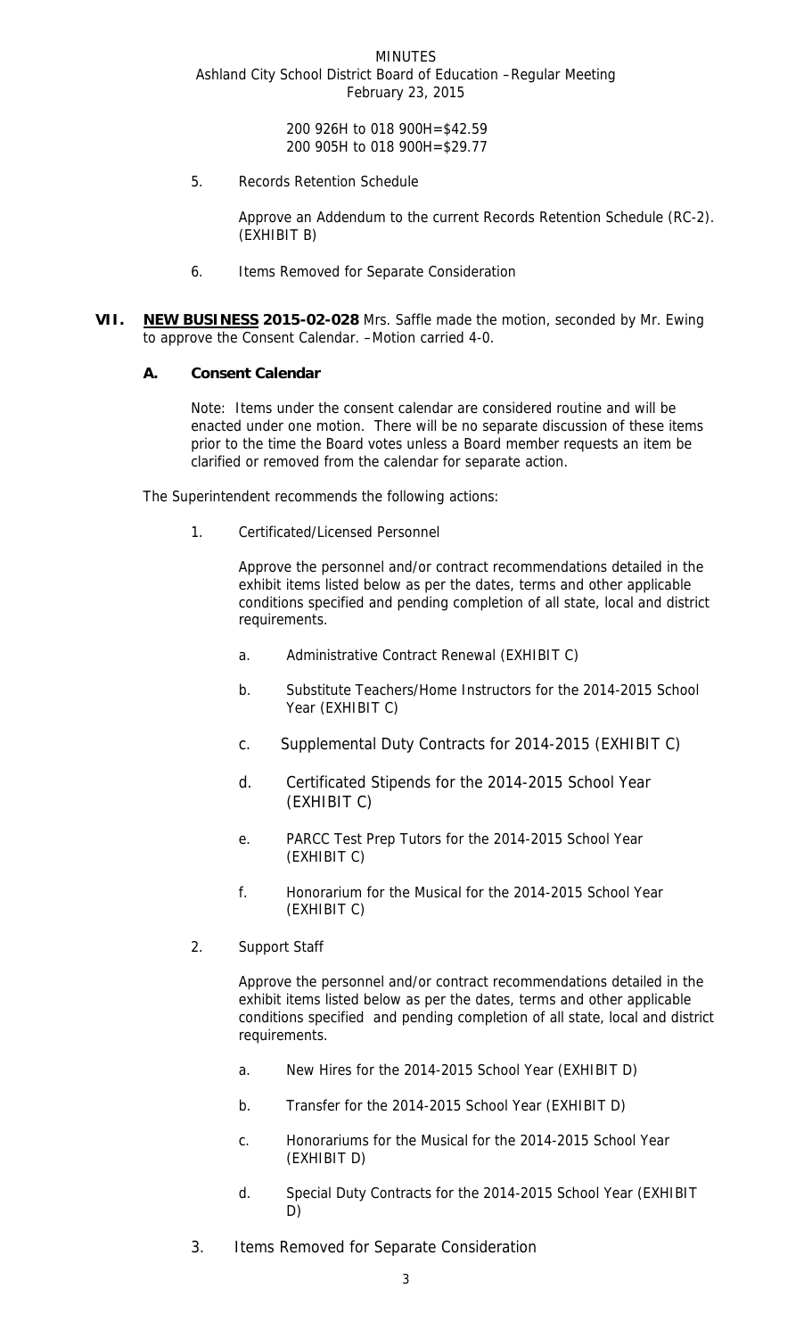200 926H to 018 900H=$42.59
200 905H to 018 900H=$29.77

5. Records Retention Schedule

   Approve an Addendum to the current Records Retention Schedule (RC-2). (EXHIBIT B)

6. Items Removed for Separate Consideration

**VII. <u>NEW BUSINESS</u> 2015-02-028** Mrs. Saffle made the motion, seconded by Mr. Ewing to approve the Consent Calendar. –Motion carried 4-0.

**A. Consent Calendar**

Note: Items under the consent calendar are considered routine and will be enacted under one motion. There will be no separate discussion of these items prior to the time the Board votes unless a Board member requests an item be clarified or removed from the calendar for separate action.

The Superintendent recommends the following actions:

1. Certificated/Licensed Personnel

   Approve the personnel and/or contract recommendations detailed in the exhibit items listed below as per the dates, terms and other applicable conditions specified and pending completion of all state, local and district requirements.

   a. Administrative Contract Renewal (EXHIBIT C)

   b. Substitute Teachers/Home Instructors for the 2014-2015 School Year (EXHIBIT C)

   c. Supplemental Duty Contracts for 2014-2015 (EXHIBIT C)

   d. Certificated Stipends for the 2014-2015 School Year (EXHIBIT C)

   e. PARCC Test Prep Tutors for the 2014-2015 School Year (EXHIBIT C)

   f. Honorarium for the Musical for the 2014-2015 School Year (EXHIBIT C)

2. Support Staff

   Approve the personnel and/or contract recommendations detailed in the exhibit items listed below as per the dates, terms and other applicable conditions specified and pending completion of all state, local and district requirements.

   a. New Hires for the 2014-2015 School Year (EXHIBIT D)

   b. Transfer for the 2014-2015 School Year (EXHIBIT D)

   c. Honorariums for the Musical for the 2014-2015 School Year (EXHIBIT D)

   d. Special Duty Contracts for the 2014-2015 School Year (EXHIBIT D)

3. Items Removed for Separate Consideration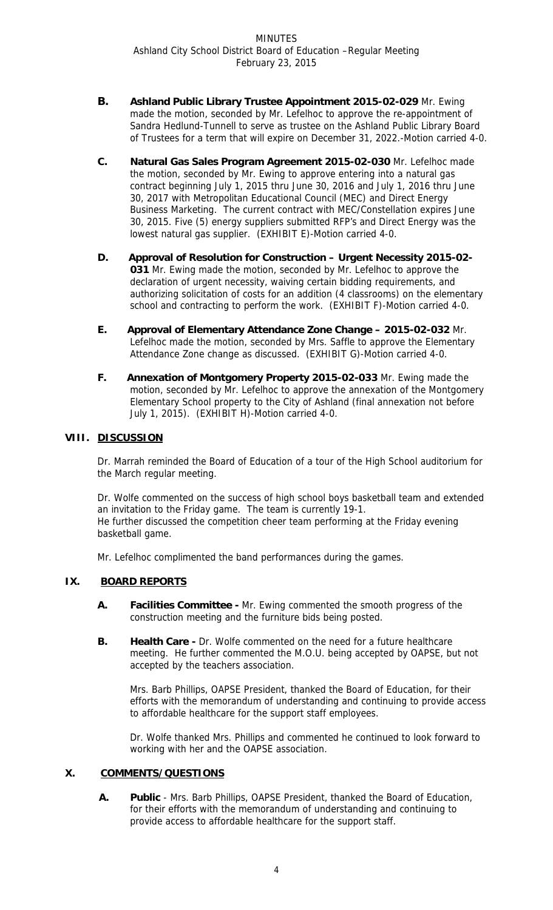- **B. Ashland Public Library Trustee Appointment 2015-02-029** Mr. Ewing made the motion, seconded by Mr. Lefelhoc to approve the re-appointment of Sandra Hedlund-Tunnell to serve as trustee on the Ashland Public Library Board of Trustees for a term that will expire on December 31, 2022.-Motion carried 4-0.

- **C. Natural Gas Sales Program Agreement 2015-02-030** Mr. Lefelhoc made the motion, seconded by Mr. Ewing to approve entering into a natural gas contract beginning July 1, 2015 thru June 30, 2016 and July 1, 2016 thru June 30, 2017 with Metropolitan Educational Council (MEC) and Direct Energy Business Marketing. The current contract with MEC/Constellation expires June 30, 2015. Five (5) energy suppliers submitted RFP's and Direct Energy was the lowest natural gas supplier. (EXHIBIT E)-Motion carried 4-0.

- **D. Approval of Resolution for Construction – Urgent Necessity 2015-02-031** Mr. Ewing made the motion, seconded by Mr. Lefelhoc to approve the declaration of urgent necessity, waiving certain bidding requirements, and authorizing solicitation of costs for an addition (4 classrooms) on the elementary school and contracting to perform the work. (EXHIBIT F)-Motion carried 4-0.

- **E. Approval of Elementary Attendance Zone Change – 2015-02-032** Mr. Lefelhoc made the motion, seconded by Mrs. Saffle to approve the Elementary Attendance Zone change as discussed. (EXHIBIT G)-Motion carried 4-0.

- **F. Annexation of Montgomery Property 2015-02-033** Mr. Ewing made the motion, seconded by Mr. Lefelhoc to approve the annexation of the Montgomery Elementary School property to the City of Ashland (final annexation not before July 1, 2015). (EXHIBIT H)-Motion carried 4-0.

## VIII. DISCUSSION

Dr. Marrah reminded the Board of Education of a tour of the High School auditorium for the March regular meeting.

Dr. Wolfe commented on the success of high school boys basketball team and extended an invitation to the Friday game. The team is currently 19-1.
He further discussed the competition cheer team performing at the Friday evening basketball game.

Mr. Lefelhoc complimented the band performances during the games.

## IX. BOARD REPORTS

- **A. Facilities Committee -** Mr. Ewing commented the smooth progress of the construction meeting and the furniture bids being posted.

- **B. Health Care -** Dr. Wolfe commented on the need for a future healthcare meeting. He further commented the M.O.U. being accepted by OAPSE, but not accepted by the teachers association.

  Mrs. Barb Phillips, OAPSE President, thanked the Board of Education, for their efforts with the memorandum of understanding and continuing to provide access to affordable healthcare for the support staff employees.

  Dr. Wolfe thanked Mrs. Phillips and commented he continued to look forward to working with her and the OAPSE association.

## X. COMMENTS/QUESTIONS

- **A. Public** - Mrs. Barb Phillips, OAPSE President, thanked the Board of Education, for their efforts with the memorandum of understanding and continuing to provide access to affordable healthcare for the support staff.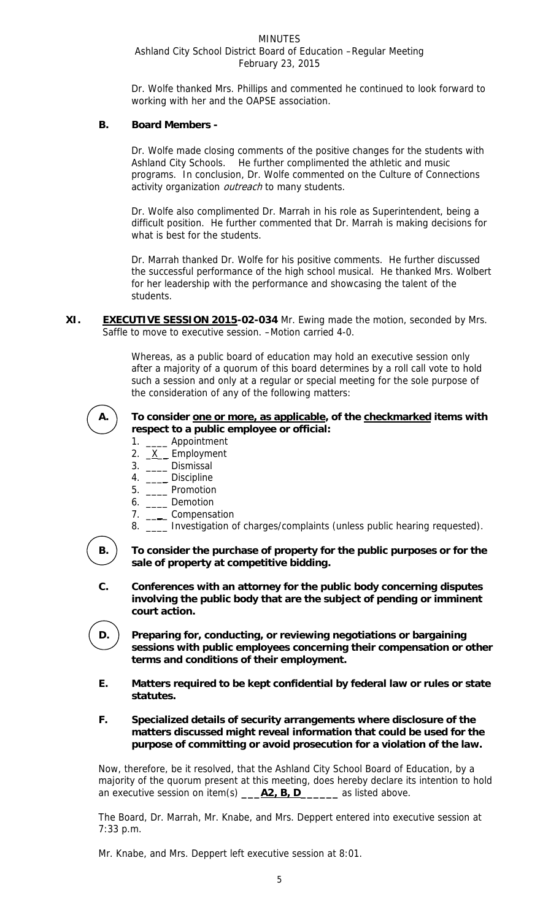Dr. Wolfe thanked Mrs. Phillips and commented he continued to look forward to working with her and the OAPSE association.

**B. Board Members -**

Dr. Wolfe made closing comments of the positive changes for the students with Ashland City Schools. He further complimented the athletic and music programs. In conclusion, Dr. Wolfe commented on the Culture of Connections activity organization *outreach* to many students.

Dr. Wolfe also complimented Dr. Marrah in his role as Superintendent, being a difficult position. He further commented that Dr. Marrah is making decisions for what is best for the students.

Dr. Marrah thanked Dr. Wolfe for his positive comments. He further discussed the successful performance of the high school musical. He thanked Mrs. Wolbert for her leadership with the performance and showcasing the talent of the students.

**XI. <u>EXECUTIVE SESSION 2015</u>-02-034** Mr. Ewing made the motion, seconded by Mrs. Saffle to move to executive session. –Motion carried 4-0.

Whereas, as a public board of education may hold an executive session only after a majority of a quorum of this board determines by a roll call vote to hold such a session and only at a regular or special meeting for the sole purpose of the consideration of any of the following matters:

**A. To consider <u>one or more, as applicable</u>, of the <u>checkmarked</u> items with respect to a public employee or official:**

1. ____ Appointment
2. _X_ Employment
3. ____ Dismissal
4. ____ Discipline
5. ____ Promotion
6. ____ Demotion
7. ____ Compensation
8. ____ Investigation of charges/complaints (unless public hearing requested).

**B. To consider the purchase of property for the public purposes or for the sale of property at competitive bidding.**

**C. Conferences with an attorney for the public body concerning disputes involving the public body that are the subject of pending or imminent court action.**

**D. Preparing for, conducting, or reviewing negotiations or bargaining sessions with public employees concerning their compensation or other terms and conditions of their employment.**

**E. Matters required to be kept confidential by federal law or rules or state statutes.**

**F. Specialized details of security arrangements where disclosure of the matters discussed might reveal information that could be used for the purpose of committing or avoid prosecution for a violation of the law.**

Now, therefore, be it resolved, that the Ashland City School Board of Education, by a majority of the quorum present at this meeting, does hereby declare its intention to hold an executive session on item(s) ___**<u>A2, B, D</u>**______ as listed above.

The Board, Dr. Marrah, Mr. Knabe, and Mrs. Deppert entered into executive session at 7:33 p.m.

Mr. Knabe, and Mrs. Deppert left executive session at 8:01.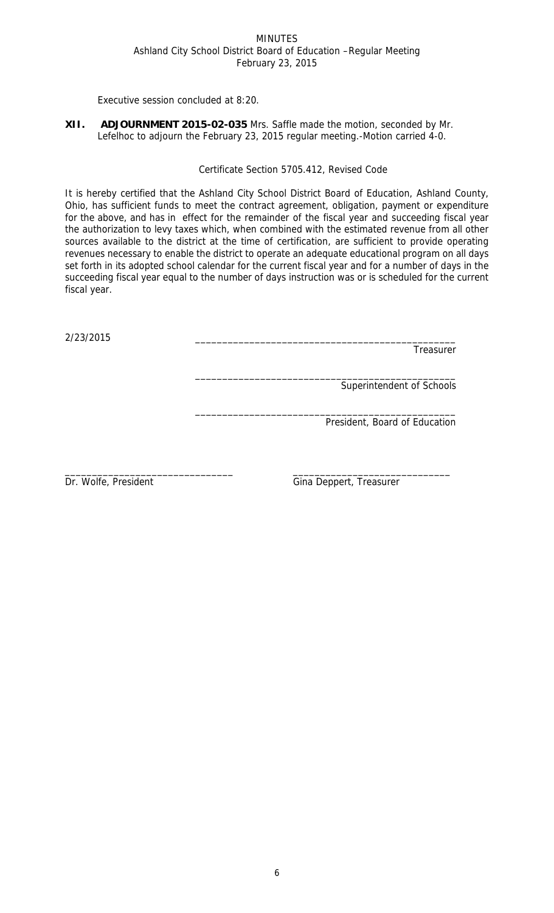Executive session concluded at 8:20.

**XII. ADJOURNMENT 2015-02-035** Mrs. Saffle made the motion, seconded by Mr. Lefelhoc to adjourn the February 23, 2015 regular meeting.-Motion carried 4-0.

Certificate Section 5705.412, Revised Code

It is hereby certified that the Ashland City School District Board of Education, Ashland County, Ohio, has sufficient funds to meet the contract agreement, obligation, payment or expenditure for the above, and has in effect for the remainder of the fiscal year and succeeding fiscal year the authorization to levy taxes which, when combined with the estimated revenue from all other sources available to the district at the time of certification, are sufficient to provide operating revenues necessary to enable the district to operate an adequate educational program on all days set forth in its adopted school calendar for the current fiscal year and for a number of days in the succeeding fiscal year equal to the number of days instruction was or is scheduled for the current fiscal year.

2/23/2015

\_\_\_\_\_\_\_\_\_\_\_\_\_\_\_\_\_\_\_\_\_\_\_\_\_\_\_\_\_\_\_\_\_\_\_\_\_\_\_\_\_\_\_\_\_\_\_\_
Treasurer

\_\_\_\_\_\_\_\_\_\_\_\_\_\_\_\_\_\_\_\_\_\_\_\_\_\_\_\_\_\_\_\_\_\_\_\_\_\_\_\_\_\_\_\_\_\_\_\_
Superintendent of Schools

\_\_\_\_\_\_\_\_\_\_\_\_\_\_\_\_\_\_\_\_\_\_\_\_\_\_\_\_\_\_\_\_\_\_\_\_\_\_\_\_\_\_\_\_\_\_\_\_
President, Board of Education

\_\_\_\_\_\_\_\_\_\_\_\_\_\_\_\_\_\_\_\_\_\_\_\_\_\_\_\_\_\_\_
Dr. Wolfe, President

\_\_\_\_\_\_\_\_\_\_\_\_\_\_\_\_\_\_\_\_\_\_\_\_\_\_\_\_\_\_\_
Gina Deppert, Treasurer